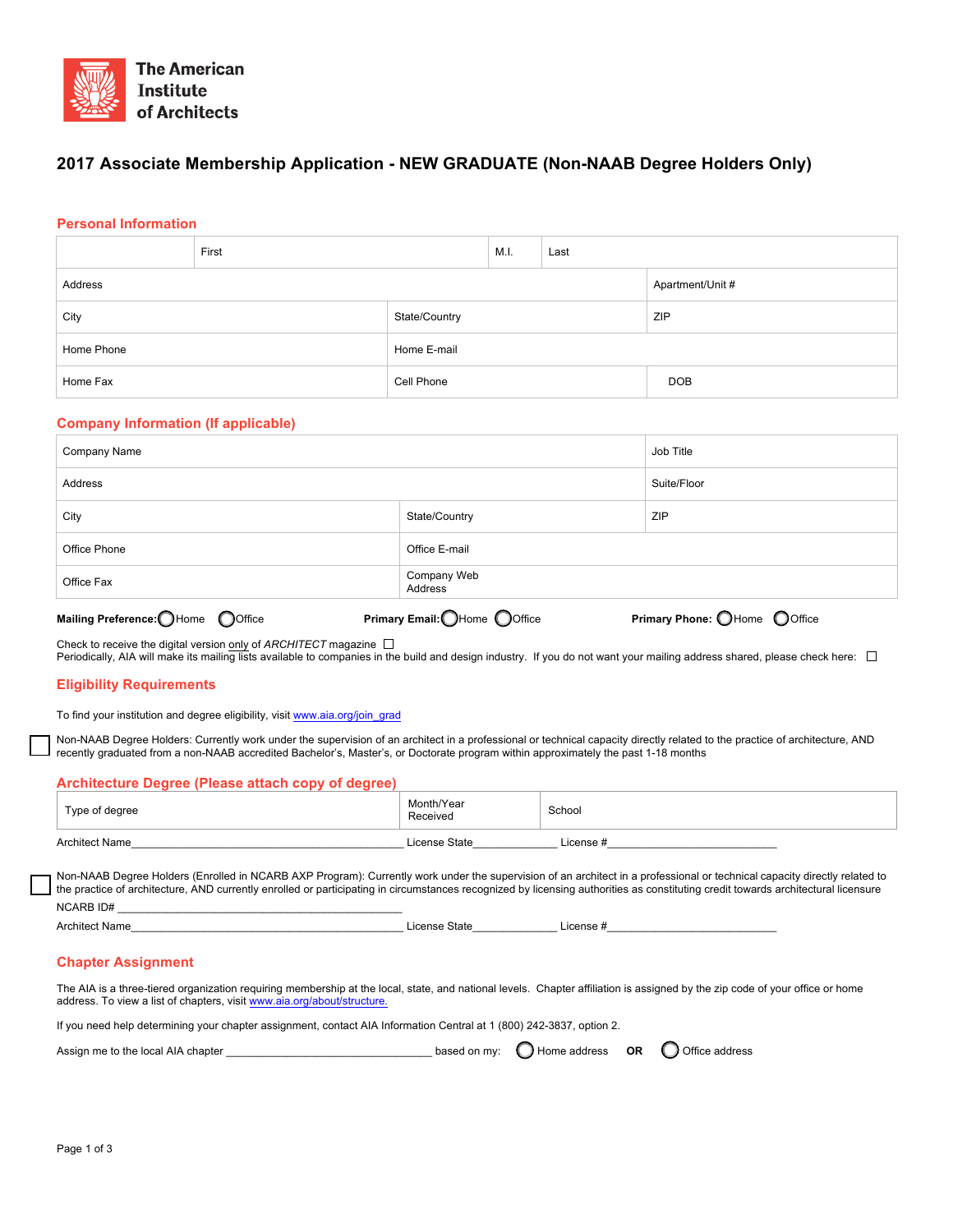The American Institute of Architects

# 2017 Associate Membership Application - NEW GRADUATE (Non-NAAB Degree Holders Only)

## Personal Information

| | First | M.I. | Last |
|---|---|---|---|

| Address | Apartment/Unit # |
|---|---|

| City | State/Country | ZIP |
|---|---|---|
| Home Phone | Home E-mail | |
| Home Fax | Cell Phone | DOB |

## Company Information (If applicable)

| Company Name | Job Title |
|---|---|
| Address | Suite/Floor |

| City | State/Country | ZIP |
|---|---|---|
| Office Phone | Office E-mail | |
| Office Fax | Company Web Address | |

**Mailing Preference:** ○ Home ○ Office **Primary Email:** ○ Home ○ Office **Primary Phone:** ○ Home ○ Office

Check to receive the digital version only of *ARCHITECT* magazine ☐
Periodically, AIA will make its mailing lists available to companies in the build and design industry. If you do not want your mailing address shared, please check here: ☐

## Eligibility Requirements

To find your institution and degree eligibility, visit www.aia.org/join_grad

☐ Non-NAAB Degree Holders: Currently work under the supervision of an architect in a professional or technical capacity directly related to the practice of architecture, AND recently graduated from a non-NAAB accredited Bachelor's, Master's, or Doctorate program within approximately the past 1-18 months

## Architecture Degree (Please attach copy of degree)

| Type of degree | Month/Year Received | School |
|---|---|---|

Architect Name\_\_\_\_\_\_\_\_\_\_\_\_\_\_\_\_\_\_\_\_\_\_\_\_\_\_\_\_\_\_\_\_ License State\_\_\_\_\_\_\_\_\_\_ License #\_\_\_\_\_\_\_\_\_\_\_\_\_\_\_\_\_\_\_\_

☐ Non-NAAB Degree Holders (Enrolled in NCARB AXP Program): Currently work under the supervision of an architect in a professional or technical capacity directly related to the practice of architecture, AND currently enrolled or participating in circumstances recognized by licensing authorities as constituting credit towards architectural licensure

NCARB ID# \_\_\_\_\_\_\_\_\_\_\_\_\_\_\_\_\_\_\_\_\_\_\_\_\_\_\_\_\_\_\_\_\_\_\_\_

Architect Name\_\_\_\_\_\_\_\_\_\_\_\_\_\_\_\_\_\_\_\_\_\_\_\_\_\_\_\_\_\_\_\_ License State\_\_\_\_\_\_\_\_\_\_ License #\_\_\_\_\_\_\_\_\_\_\_\_\_\_\_\_\_\_\_\_

## Chapter Assignment

The AIA is a three-tiered organization requiring membership at the local, state, and national levels. Chapter affiliation is assigned by the zip code of your office or home address. To view a list of chapters, visit www.aia.org/about/structure.

If you need help determining your chapter assignment, contact AIA Information Central at 1 (800) 242-3837, option 2.

Assign me to the local AIA chapter \_\_\_\_\_\_\_\_\_\_\_\_\_\_\_\_\_\_\_\_\_\_\_\_\_\_ based on my: ○ Home address **OR** ○ Office address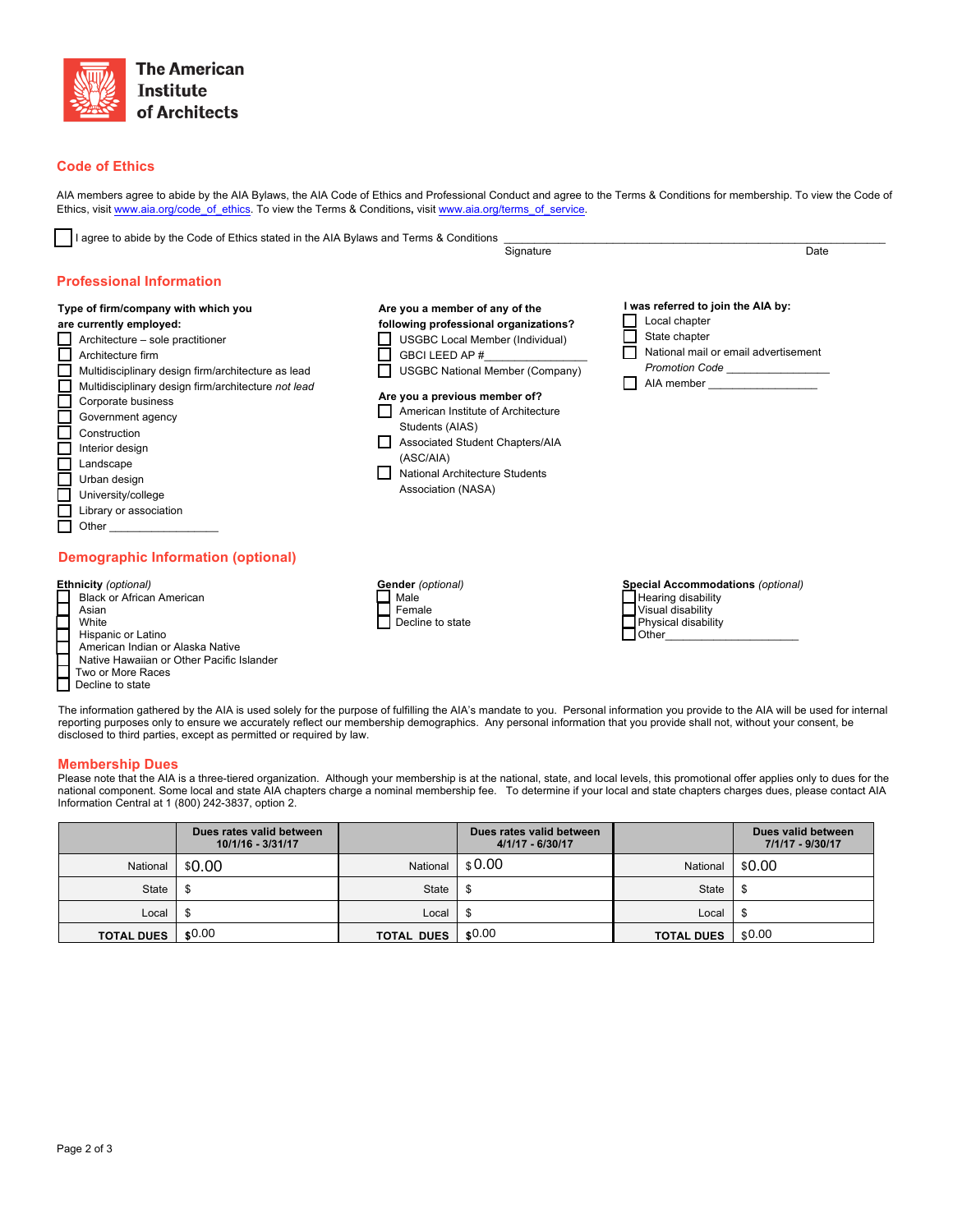The American Institute of Architects

## Code of Ethics

AIA members agree to abide by the AIA Bylaws, the AIA Code of Ethics and Professional Conduct and agree to the Terms & Conditions for membership. To view the Code of Ethics, visit www.aia.org/code_of_ethics. To view the Terms & Conditions, visit www.aia.org/terms_of_service.

☐ I agree to abide by the Code of Ethics stated in the AIA Bylaws and Terms & Conditions ______________________________________________

Signature Date

## Professional Information

**Type of firm/company with which you are currently employed:**

- ☐ Architecture – sole practitioner
- ☐ Architecture firm
- ☐ Multidisciplinary design firm/architecture as lead
- ☐ Multidisciplinary design firm/architecture *not lead*
- ☐ Corporate business
- ☐ Government agency
- ☐ Construction
- ☐ Interior design
- ☐ Landscape
- ☐ Urban design
- ☐ University/college
- ☐ Library or association
- ☐ Other ________________

**Are you a member of any of the following professional organizations?**

- ☐ USGBC Local Member (Individual)
- ☐ GBCI LEED AP #________________
- ☐ USGBC National Member (Company)

**Are you a previous member of?**

- ☐ American Institute of Architecture Students (AIAS)
- ☐ Associated Student Chapters/AIA (ASC/AIA)
- ☐ National Architecture Students Association (NASA)

**I was referred to join the AIA by:**

- ☐ Local chapter
- ☐ State chapter
- ☐ National mail or email advertisement
  *Promotion Code* ________________
- ☐ AIA member ________________

## Demographic Information (optional)

**Ethnicity** *(optional)*

- ☐ Black or African American
- ☐ Asian
- ☐ White
- ☐ Hispanic or Latino
- ☐ American Indian or Alaska Native
- ☐ Native Hawaiian or Other Pacific Islander
- ☐ Two or More Races
- ☐ Decline to state

**Gender** *(optional)*

- ☐ Male
- ☐ Female
- ☐ Decline to state

**Special Accommodations** *(optional)*

- ☐ Hearing disability
- ☐ Visual disability
- ☐ Physical disability
- ☐ Other____________________

The information gathered by the AIA is used solely for the purpose of fulfilling the AIA's mandate to you. Personal information you provide to the AIA will be used for internal reporting purposes only to ensure we accurately reflect our membership demographics. Any personal information that you provide shall not, without your consent, be disclosed to third parties, except as permitted or required by law.

## Membership Dues

Please note that the AIA is a three-tiered organization. Although your membership is at the national, state, and local levels, this promotional offer applies only to dues for the national component. Some local and state AIA chapters charge a nominal membership fee. To determine if your local and state chapters charges dues, please contact AIA Information Central at 1 (800) 242-3837, option 2.

| | Dues rates valid between 10/1/16 - 3/31/17 | | Dues rates valid between 4/1/17 - 6/30/17 | | Dues valid between 7/1/17 - 9/30/17 |
|---|---|---|---|---|---|
| National | $0.00 | National | $0.00 | National | $0.00 |
| State | $ | State | $ | State | $ |
| Local | $ | Local | $ | Local | $ |
| **TOTAL DUES** | $0.00 | **TOTAL DUES** | $0.00 | **TOTAL DUES** | $0.00 |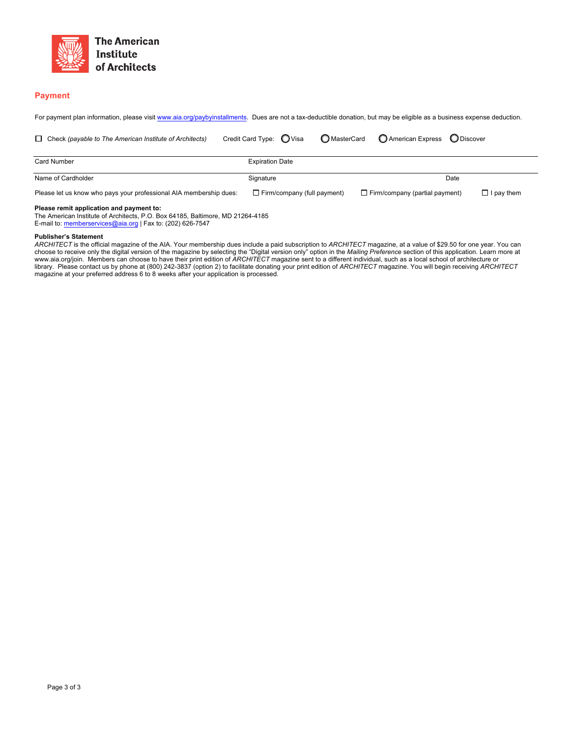The American Institute of Architects

## Payment

For payment plan information, please visit www.aia.org/paybyinstallments. Dues are not a tax-deductible donation, but may be eligible as a business expense deduction.

☐ Check *(payable to The American Institute of Architects)* Credit Card Type: ◯ Visa ◯ MasterCard ◯ American Express ◯ Discover

Card Number Expiration Date

Name of Cardholder Signature Date

Please let us know who pays your professional AIA membership dues: ☐ Firm/company (full payment) ☐ Firm/company (partial payment) ☐ I pay them

**Please remit application and payment to:**
The American Institute of Architects, P.O. Box 64185, Baltimore, MD 21264-4185
E-mail to: memberservices@aia.org | Fax to: (202) 626-7547

**Publisher's Statement**
*ARCHITECT* is the official magazine of the AIA. Your membership dues include a paid subscription to *ARCHITECT* magazine, at a value of $29.50 for one year. You can choose to receive only the digital version of the magazine by selecting the "Digital version only" option in the *Mailing Preference* section of this application. Learn more at www.aia.org/join. Members can choose to have their print edition of *ARCHITECT* magazine sent to a different individual, such as a local school of architecture or library. Please contact us by phone at (800) 242-3837 (option 2) to facilitate donating your print edition of *ARCHITECT* magazine. You will begin receiving *ARCHITECT* magazine at your preferred address 6 to 8 weeks after your application is processed.